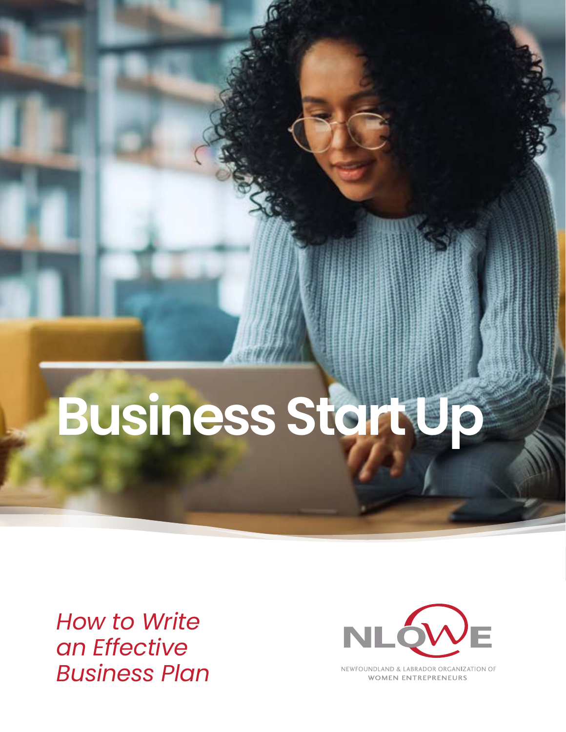# Business Start Up

*How to Write an Effective Business Plan*

NLOWE

NEWFOUNDLAND & LABRADOR ORGANIZATION OF WOMEN ENTREPRENEURS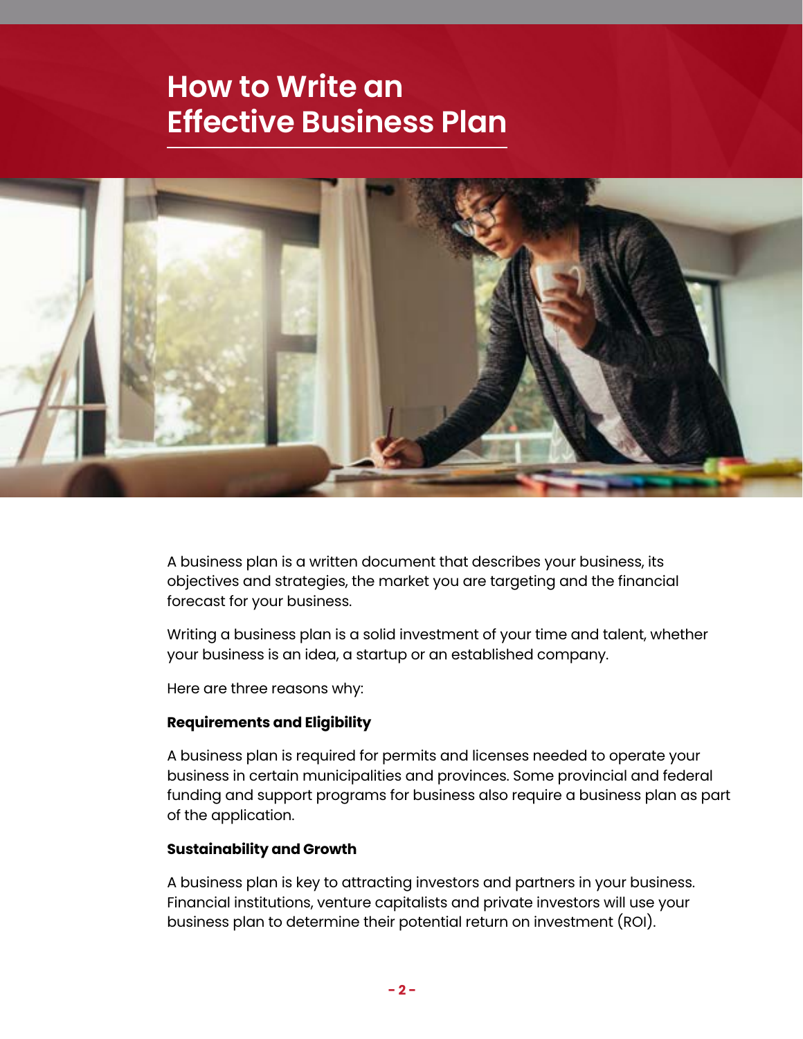# How to Write an Effective Business Plan

A business plan is a written document that describes your business, its objectives and strategies, the market you are targeting and the financial forecast for your business.

Writing a business plan is a solid investment of your time and talent, whether your business is an idea, a startup or an established company.

Here are three reasons why:

**Requirements and Eligibility**

A business plan is required for permits and licenses needed to operate your business in certain municipalities and provinces. Some provincial and federal funding and support programs for business also require a business plan as part of the application.

**Sustainability and Growth**

A business plan is key to attracting investors and partners in your business. Financial institutions, venture capitalists and private investors will use your business plan to determine their potential return on investment (ROI).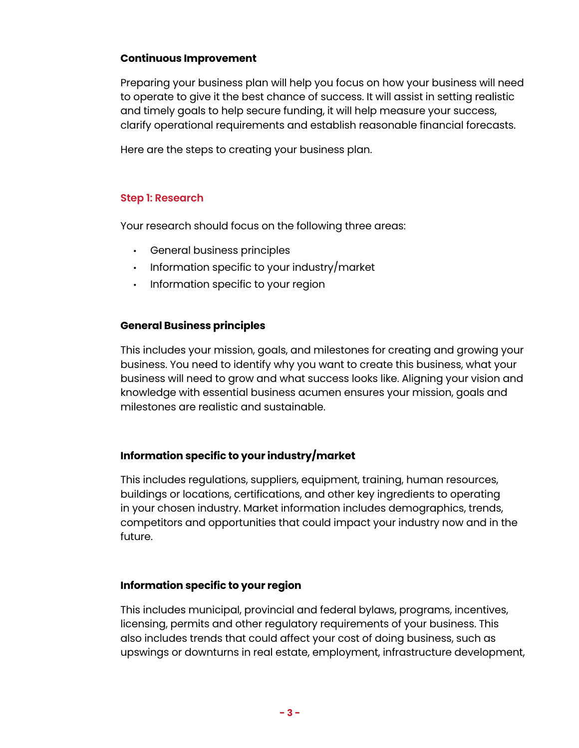### Continuous Improvement

Preparing your business plan will help you focus on how your business will need to operate to give it the best chance of success. It will assist in setting realistic and timely goals to help secure funding, it will help measure your success, clarify operational requirements and establish reasonable financial forecasts.

Here are the steps to creating your business plan.

## Step 1: Research

Your research should focus on the following three areas:

- General business principles
- Information specific to your industry/market
- Information specific to your region

### General Business principles

This includes your mission, goals, and milestones for creating and growing your business. You need to identify why you want to create this business, what your business will need to grow and what success looks like. Aligning your vision and knowledge with essential business acumen ensures your mission, goals and milestones are realistic and sustainable.

### Information specific to your industry/market

This includes regulations, suppliers, equipment, training, human resources, buildings or locations, certifications, and other key ingredients to operating in your chosen industry. Market information includes demographics, trends, competitors and opportunities that could impact your industry now and in the future.

### Information specific to your region

This includes municipal, provincial and federal bylaws, programs, incentives, licensing, permits and other regulatory requirements of your business. This also includes trends that could affect your cost of doing business, such as upswings or downturns in real estate, employment, infrastructure development,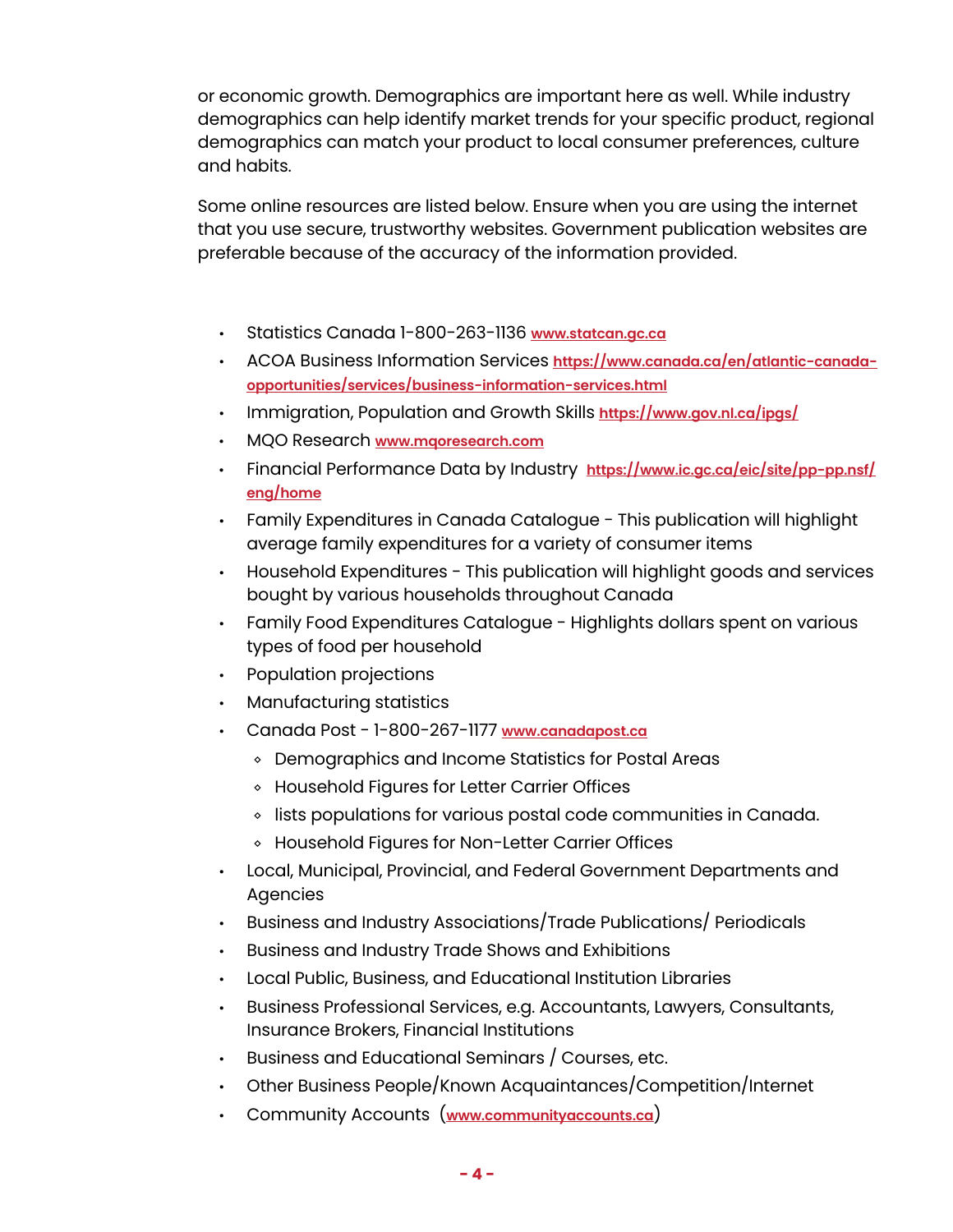or economic growth. Demographics are important here as well. While industry demographics can help identify market trends for your specific product, regional demographics can match your product to local consumer preferences, culture and habits.

Some online resources are listed below. Ensure when you are using the internet that you use secure, trustworthy websites. Government publication websites are preferable because of the accuracy of the information provided.

- Statistics Canada 1-800-263-1136 **www.statcan.gc.ca**
- ACOA Business Information Services **https://www.canada.ca/en/atlantic-canada-opportunities/services/business-information-services.html**
- Immigration, Population and Growth Skills **https://www.gov.nl.ca/ipgs/**
- MQO Research **www.mqoresearch.com**
- Financial Performance Data by Industry **https://www.ic.gc.ca/eic/site/pp-pp.nsf/eng/home**
- Family Expenditures in Canada Catalogue - This publication will highlight average family expenditures for a variety of consumer items
- Household Expenditures - This publication will highlight goods and services bought by various households throughout Canada
- Family Food Expenditures Catalogue - Highlights dollars spent on various types of food per household
- Population projections
- Manufacturing statistics
- Canada Post - 1-800-267-1177 **www.canadapost.ca**
  - Demographics and Income Statistics for Postal Areas
  - Household Figures for Letter Carrier Offices
  - lists populations for various postal code communities in Canada.
  - Household Figures for Non-Letter Carrier Offices
- Local, Municipal, Provincial, and Federal Government Departments and Agencies
- Business and Industry Associations/Trade Publications/ Periodicals
- Business and Industry Trade Shows and Exhibitions
- Local Public, Business, and Educational Institution Libraries
- Business Professional Services, e.g. Accountants, Lawyers, Consultants, Insurance Brokers, Financial Institutions
- Business and Educational Seminars / Courses, etc.
- Other Business People/Known Acquaintances/Competition/Internet
- Community Accounts (**www.communityaccounts.ca**)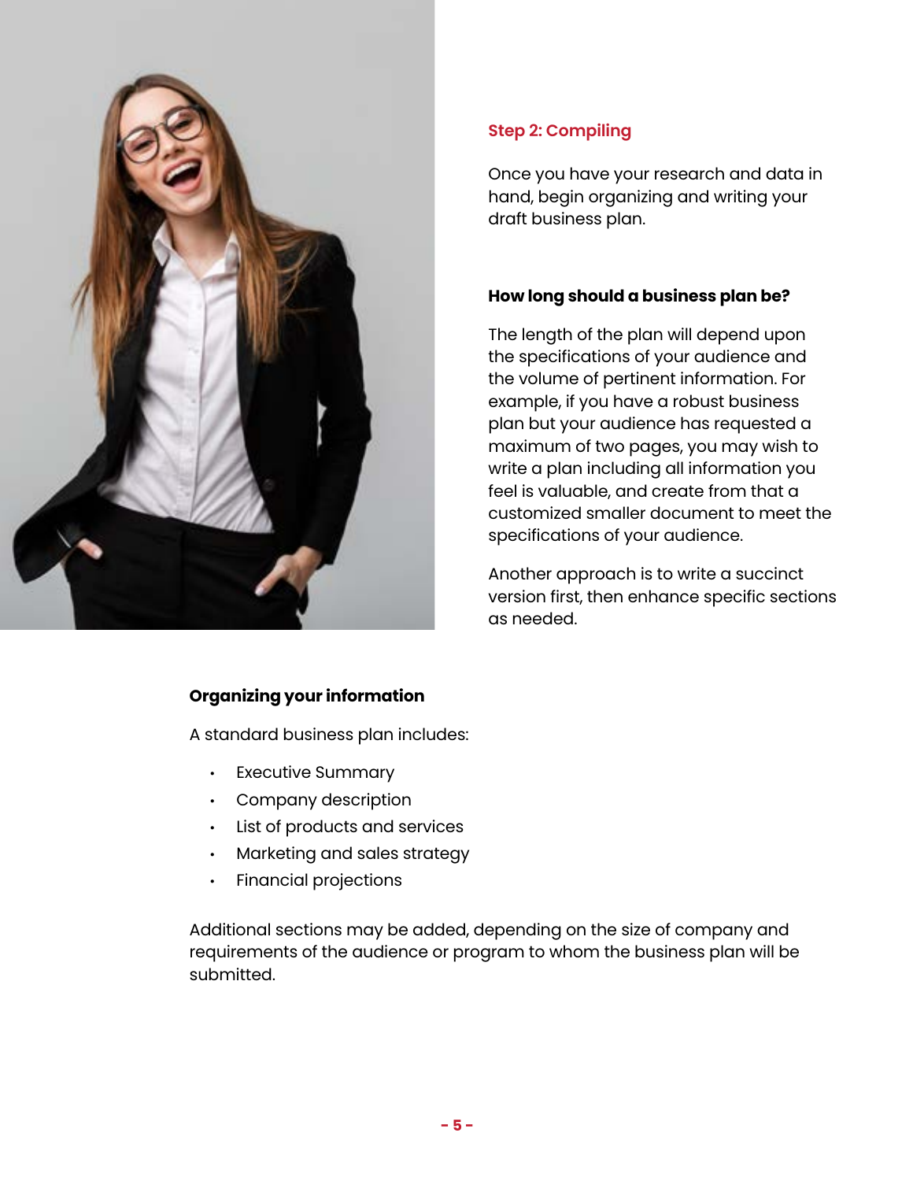## Step 2: Compiling

Once you have your research and data in hand, begin organizing and writing your draft business plan.

### How long should a business plan be?

The length of the plan will depend upon the specifications of your audience and the volume of pertinent information. For example, if you have a robust business plan but your audience has requested a maximum of two pages, you may wish to write a plan including all information you feel is valuable, and create from that a customized smaller document to meet the specifications of your audience.

Another approach is to write a succinct version first, then enhance specific sections as needed.

### Organizing your information

A standard business plan includes:

- Executive Summary
- Company description
- List of products and services
- Marketing and sales strategy
- Financial projections

Additional sections may be added, depending on the size of company and requirements of the audience or program to whom the business plan will be submitted.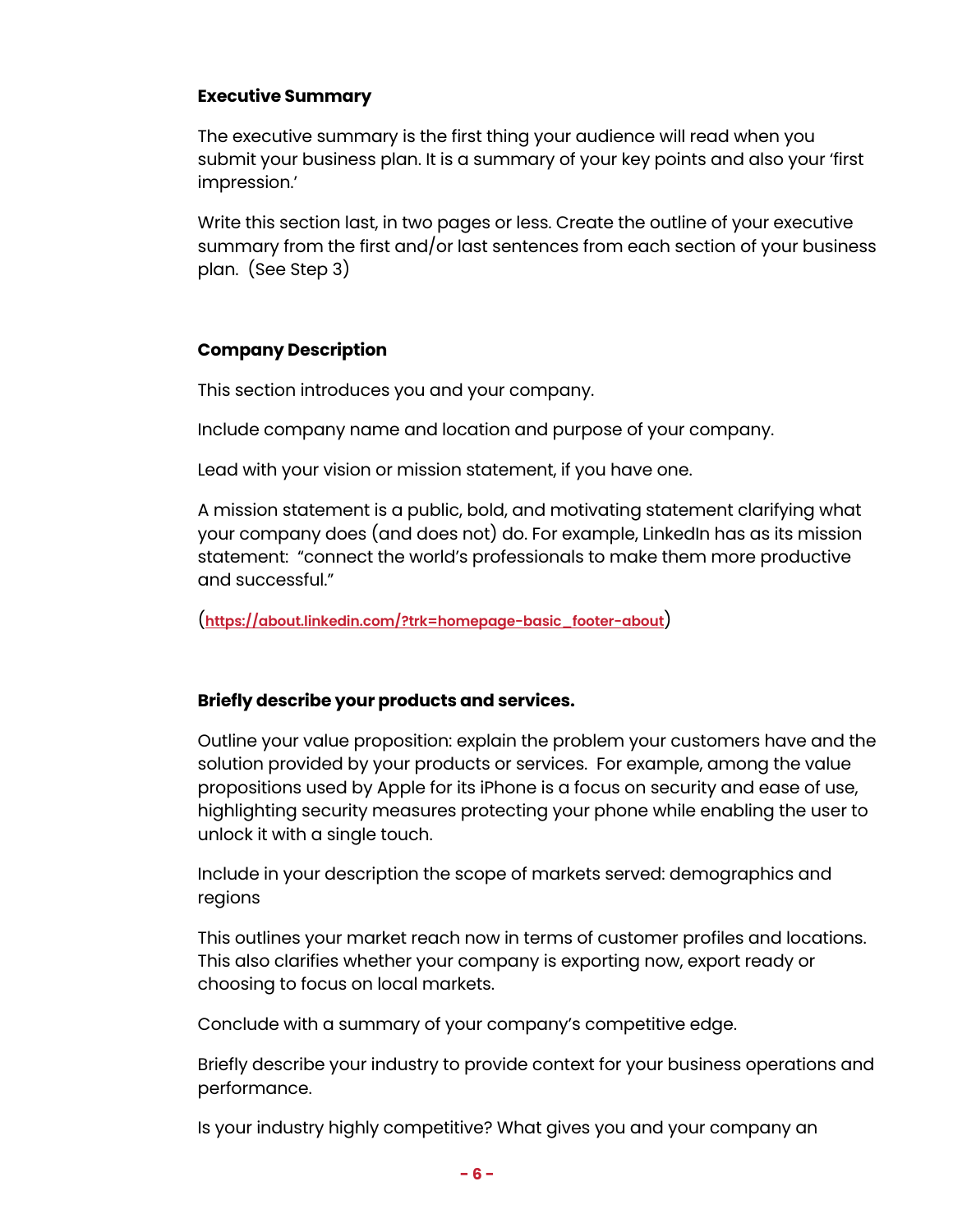**Executive Summary**

The executive summary is the first thing your audience will read when you submit your business plan. It is a summary of your key points and also your 'first impression.'

Write this section last, in two pages or less. Create the outline of your executive summary from the first and/or last sentences from each section of your business plan. (See Step 3)

**Company Description**

This section introduces you and your company.

Include company name and location and purpose of your company.

Lead with your vision or mission statement, if you have one.

A mission statement is a public, bold, and motivating statement clarifying what your company does (and does not) do. For example, LinkedIn has as its mission statement: "connect the world's professionals to make them more productive and successful."

(https://about.linkedin.com/?trk=homepage-basic_footer-about)

**Briefly describe your products and services.**

Outline your value proposition: explain the problem your customers have and the solution provided by your products or services. For example, among the value propositions used by Apple for its iPhone is a focus on security and ease of use, highlighting security measures protecting your phone while enabling the user to unlock it with a single touch.

Include in your description the scope of markets served: demographics and regions

This outlines your market reach now in terms of customer profiles and locations. This also clarifies whether your company is exporting now, export ready or choosing to focus on local markets.

Conclude with a summary of your company's competitive edge.

Briefly describe your industry to provide context for your business operations and performance.

Is your industry highly competitive? What gives you and your company an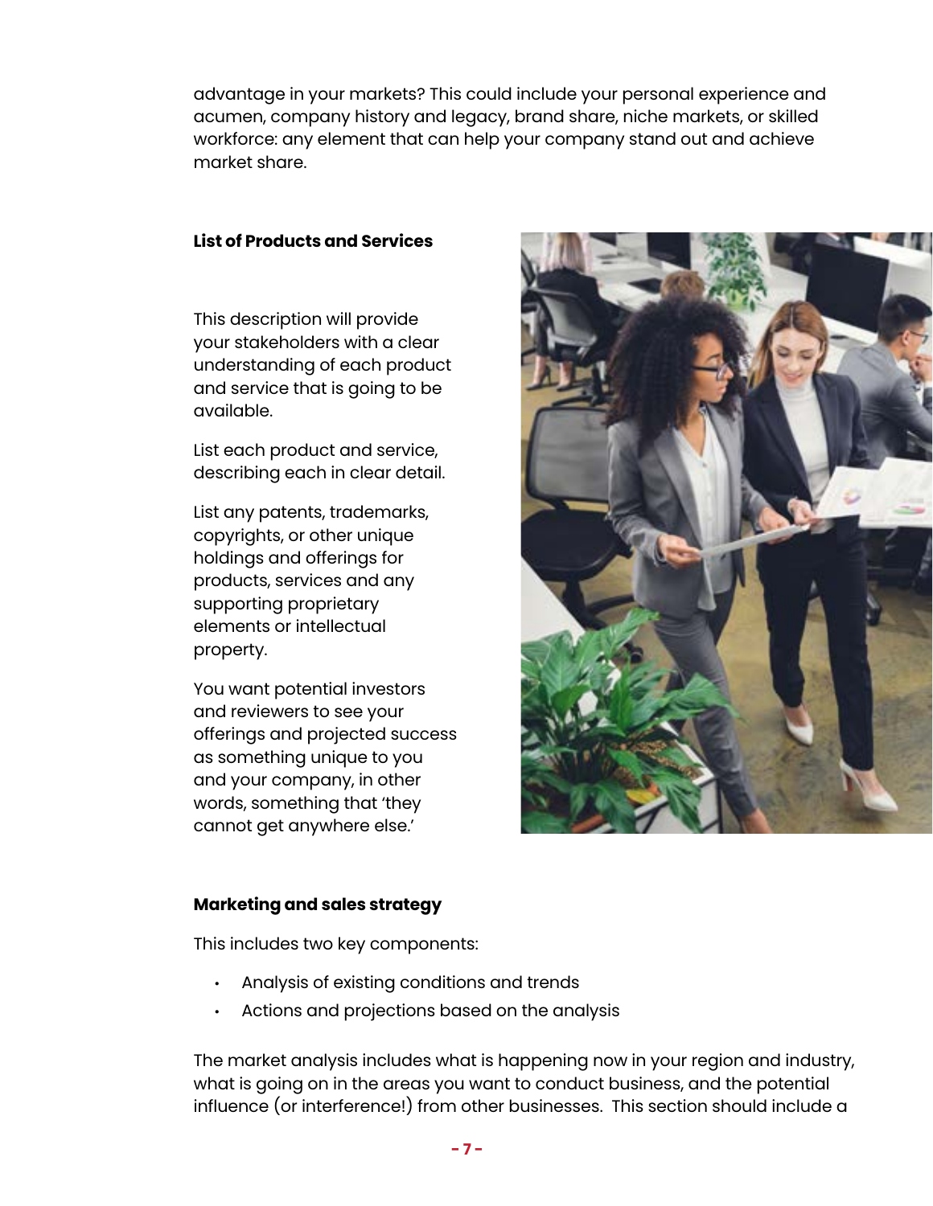advantage in your markets? This could include your personal experience and acumen, company history and legacy, brand share, niche markets, or skilled workforce: any element that can help your company stand out and achieve market share.

**List of Products and Services**

This description will provide your stakeholders with a clear understanding of each product and service that is going to be available.

List each product and service, describing each in clear detail.

List any patents, trademarks, copyrights, or other unique holdings and offerings for products, services and any supporting proprietary elements or intellectual property.

You want potential investors and reviewers to see your offerings and projected success as something unique to you and your company, in other words, something that 'they cannot get anywhere else.'

**Marketing and sales strategy**

This includes two key components:

- Analysis of existing conditions and trends
- Actions and projections based on the analysis

The market analysis includes what is happening now in your region and industry, what is going on in the areas you want to conduct business, and the potential influence (or interference!) from other businesses. This section should include a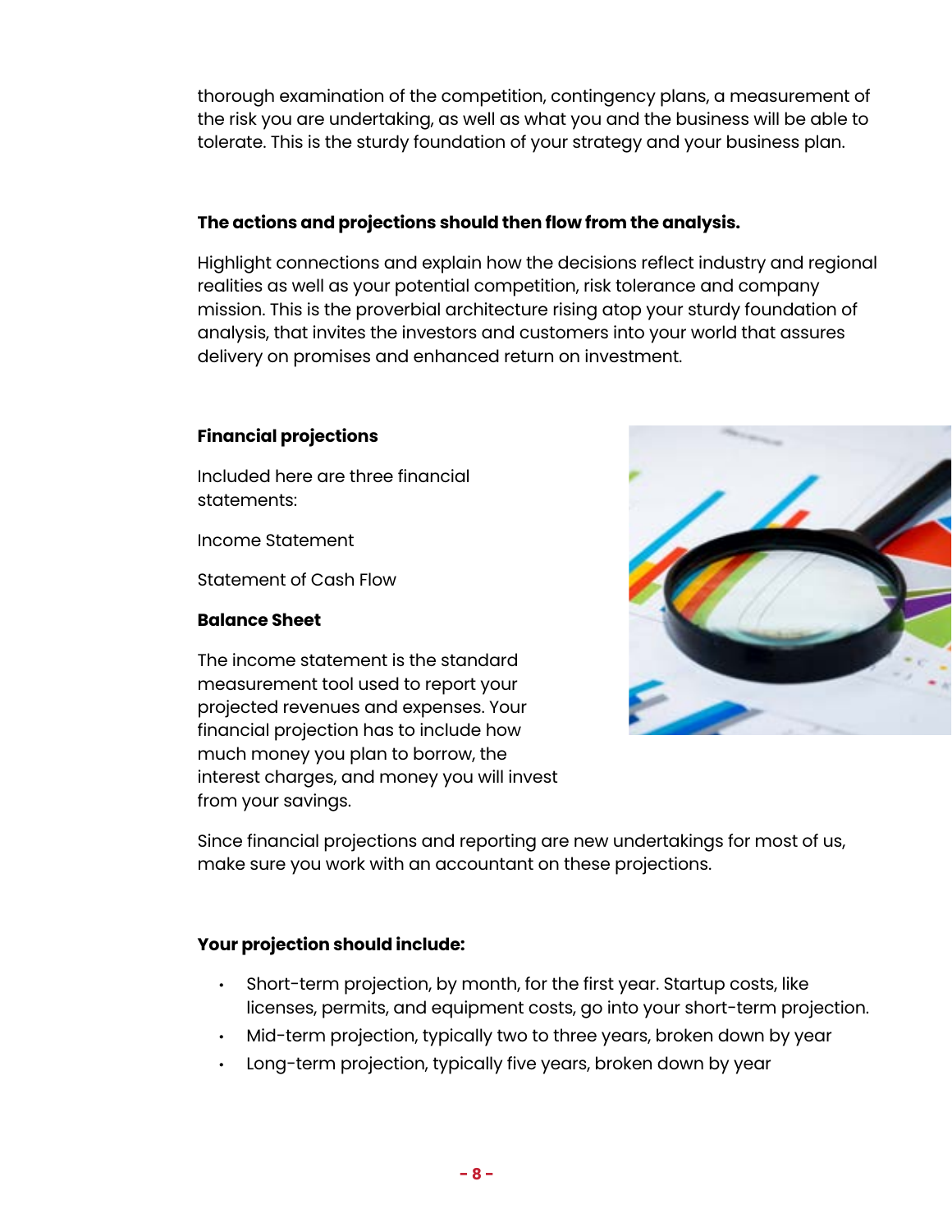thorough examination of the competition, contingency plans, a measurement of the risk you are undertaking, as well as what you and the business will be able to tolerate. This is the sturdy foundation of your strategy and your business plan.

**The actions and projections should then flow from the analysis.**

Highlight connections and explain how the decisions reflect industry and regional realities as well as your potential competition, risk tolerance and company mission. This is the proverbial architecture rising atop your sturdy foundation of analysis, that invites the investors and customers into your world that assures delivery on promises and enhanced return on investment.

**Financial projections**

Included here are three financial statements:

Income Statement

Statement of Cash Flow

**Balance Sheet**

The income statement is the standard measurement tool used to report your projected revenues and expenses. Your financial projection has to include how much money you plan to borrow, the interest charges, and money you will invest from your savings.

Since financial projections and reporting are new undertakings for most of us, make sure you work with an accountant on these projections.

**Your projection should include:**

- Short-term projection, by month, for the first year. Startup costs, like licenses, permits, and equipment costs, go into your short-term projection.
- Mid-term projection, typically two to three years, broken down by year
- Long-term projection, typically five years, broken down by year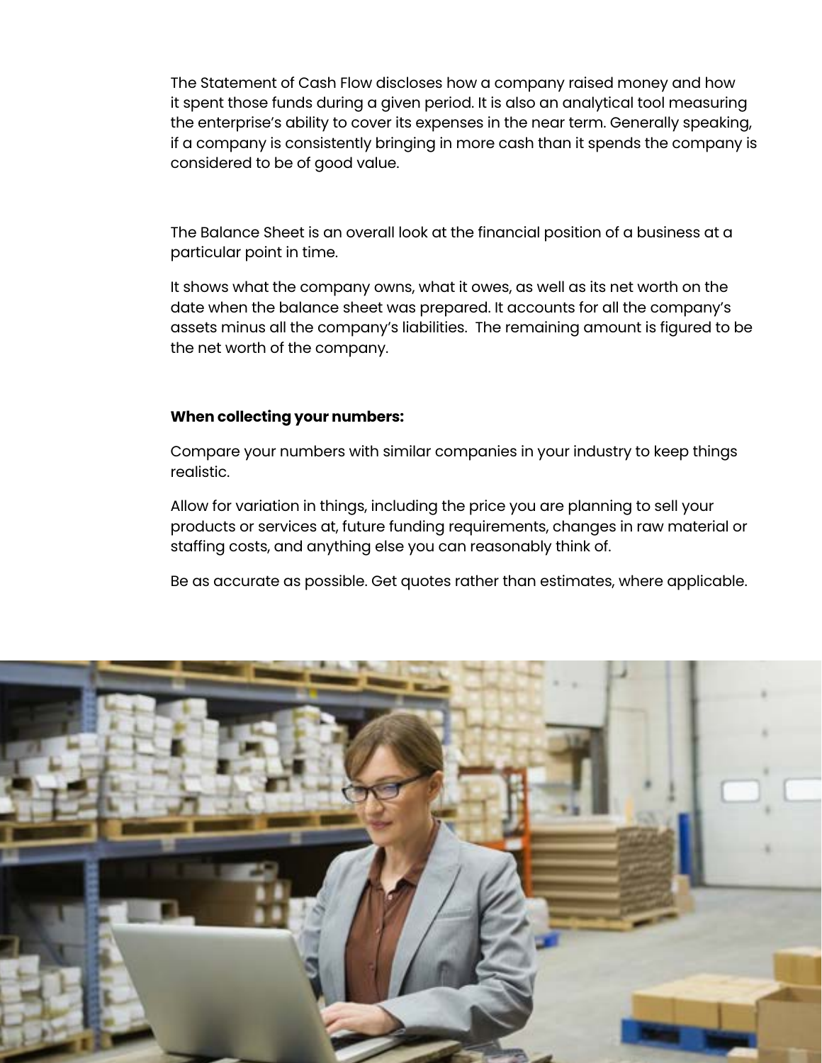The Statement of Cash Flow discloses how a company raised money and how it spent those funds during a given period. It is also an analytical tool measuring the enterprise's ability to cover its expenses in the near term. Generally speaking, if a company is consistently bringing in more cash than it spends the company is considered to be of good value.

The Balance Sheet is an overall look at the financial position of a business at a particular point in time.

It shows what the company owns, what it owes, as well as its net worth on the date when the balance sheet was prepared. It accounts for all the company's assets minus all the company's liabilities. The remaining amount is figured to be the net worth of the company.

**When collecting your numbers:**

Compare your numbers with similar companies in your industry to keep things realistic.

Allow for variation in things, including the price you are planning to sell your products or services at, future funding requirements, changes in raw material or staffing costs, and anything else you can reasonably think of.

Be as accurate as possible. Get quotes rather than estimates, where applicable.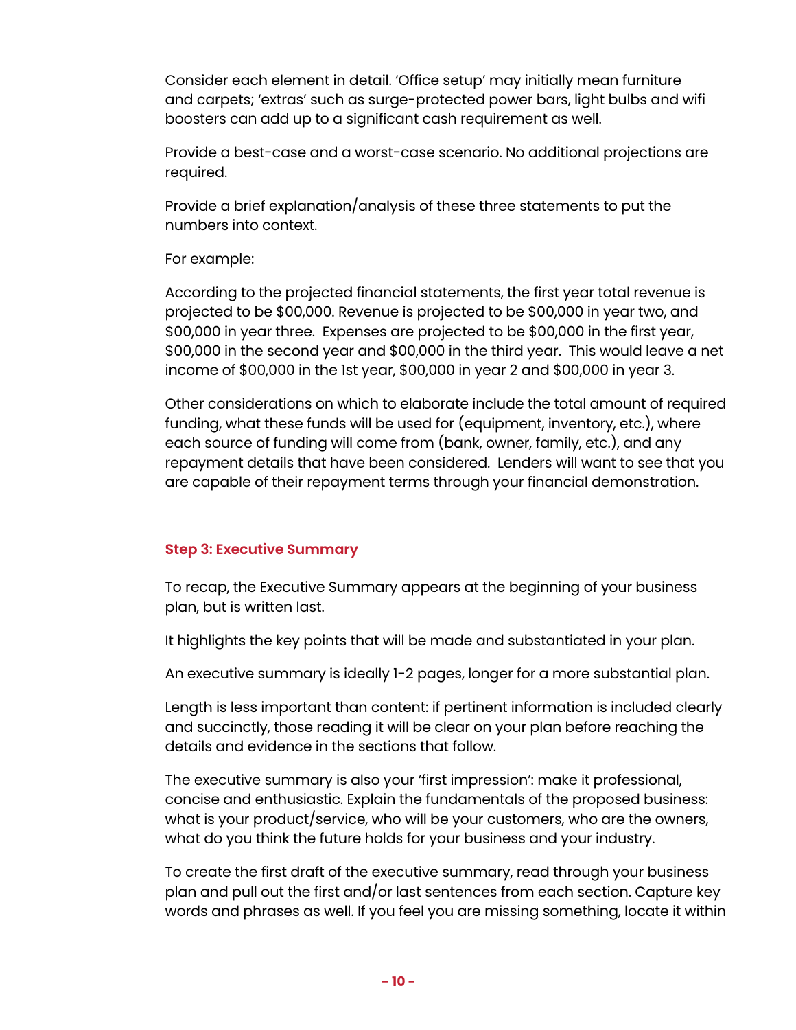Consider each element in detail. 'Office setup' may initially mean furniture and carpets; 'extras' such as surge-protected power bars, light bulbs and wifi boosters can add up to a significant cash requirement as well.

Provide a best-case and a worst-case scenario. No additional projections are required.

Provide a brief explanation/analysis of these three statements to put the numbers into context.

For example:

According to the projected financial statements, the first year total revenue is projected to be $00,000. Revenue is projected to be $00,000 in year two, and $00,000 in year three. Expenses are projected to be $00,000 in the first year, $00,000 in the second year and $00,000 in the third year. This would leave a net income of $00,000 in the 1st year, $00,000 in year 2 and $00,000 in year 3.

Other considerations on which to elaborate include the total amount of required funding, what these funds will be used for (equipment, inventory, etc.), where each source of funding will come from (bank, owner, family, etc.), and any repayment details that have been considered. Lenders will want to see that you are capable of their repayment terms through your financial demonstration.

### Step 3: Executive Summary

To recap, the Executive Summary appears at the beginning of your business plan, but is written last.

It highlights the key points that will be made and substantiated in your plan.

An executive summary is ideally 1-2 pages, longer for a more substantial plan.

Length is less important than content: if pertinent information is included clearly and succinctly, those reading it will be clear on your plan before reaching the details and evidence in the sections that follow.

The executive summary is also your 'first impression': make it professional, concise and enthusiastic. Explain the fundamentals of the proposed business: what is your product/service, who will be your customers, who are the owners, what do you think the future holds for your business and your industry.

To create the first draft of the executive summary, read through your business plan and pull out the first and/or last sentences from each section. Capture key words and phrases as well. If you feel you are missing something, locate it within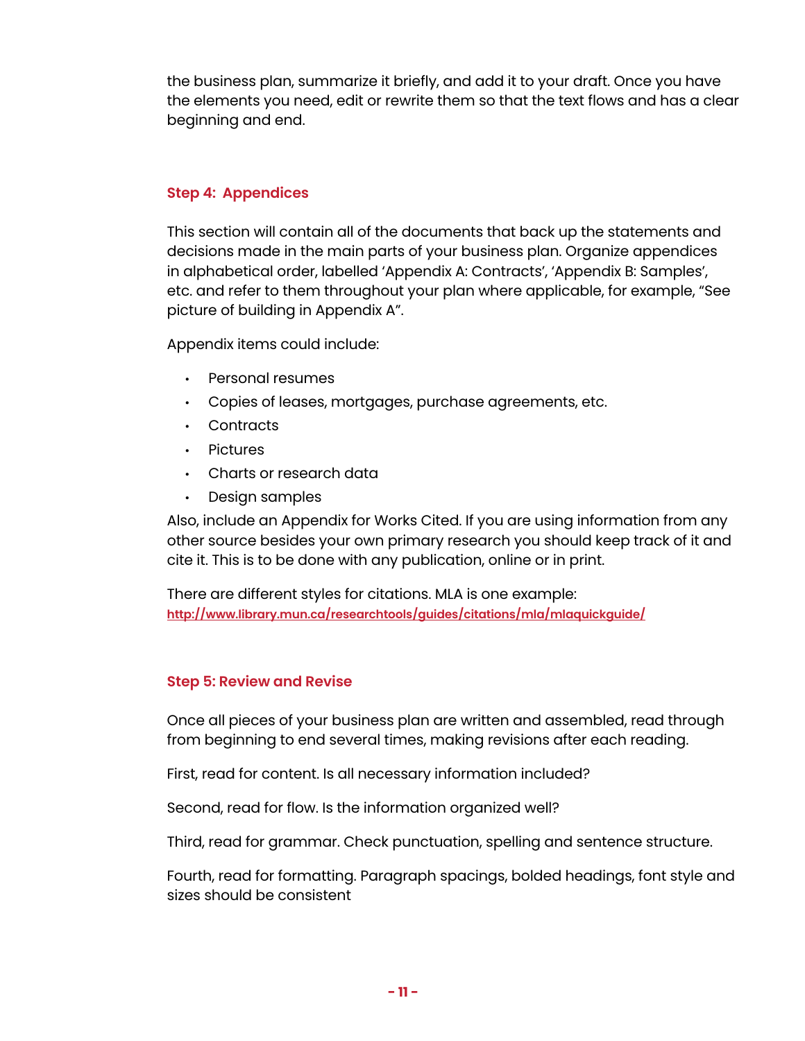the business plan, summarize it briefly, and add it to your draft. Once you have the elements you need, edit or rewrite them so that the text flows and has a clear beginning and end.

### Step 4: Appendices

This section will contain all of the documents that back up the statements and decisions made in the main parts of your business plan. Organize appendices in alphabetical order, labelled 'Appendix A: Contracts', 'Appendix B: Samples', etc. and refer to them throughout your plan where applicable, for example, "See picture of building in Appendix A".

Appendix items could include:

- Personal resumes
- Copies of leases, mortgages, purchase agreements, etc.
- Contracts
- Pictures
- Charts or research data
- Design samples

Also, include an Appendix for Works Cited. If you are using information from any other source besides your own primary research you should keep track of it and cite it. This is to be done with any publication, online or in print.

There are different styles for citations. MLA is one example:
[http://www.library.mun.ca/researchtools/guides/citations/mla/mlaquickguide/](http://www.library.mun.ca/researchtools/guides/citations/mla/mlaquickguide/)

### Step 5: Review and Revise

Once all pieces of your business plan are written and assembled, read through from beginning to end several times, making revisions after each reading.

First, read for content. Is all necessary information included?

Second, read for flow. Is the information organized well?

Third, read for grammar. Check punctuation, spelling and sentence structure.

Fourth, read for formatting. Paragraph spacings, bolded headings, font style and sizes should be consistent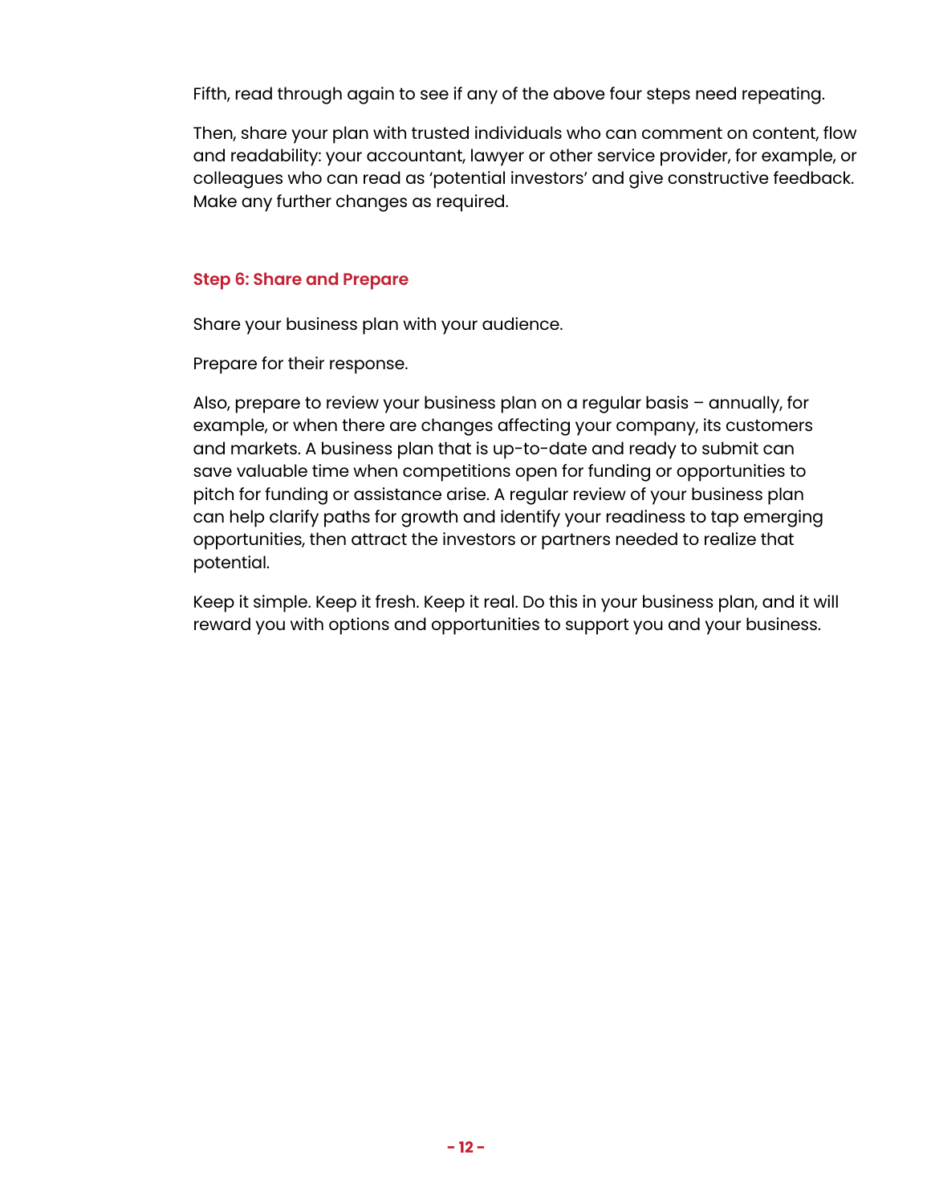Fifth, read through again to see if any of the above four steps need repeating.

Then, share your plan with trusted individuals who can comment on content, flow and readability: your accountant, lawyer or other service provider, for example, or colleagues who can read as 'potential investors' and give constructive feedback. Make any further changes as required.

### Step 6: Share and Prepare

Share your business plan with your audience.

Prepare for their response.

Also, prepare to review your business plan on a regular basis – annually, for example, or when there are changes affecting your company, its customers and markets. A business plan that is up-to-date and ready to submit can save valuable time when competitions open for funding or opportunities to pitch for funding or assistance arise. A regular review of your business plan can help clarify paths for growth and identify your readiness to tap emerging opportunities, then attract the investors or partners needed to realize that potential.

Keep it simple. Keep it fresh. Keep it real. Do this in your business plan, and it will reward you with options and opportunities to support you and your business.